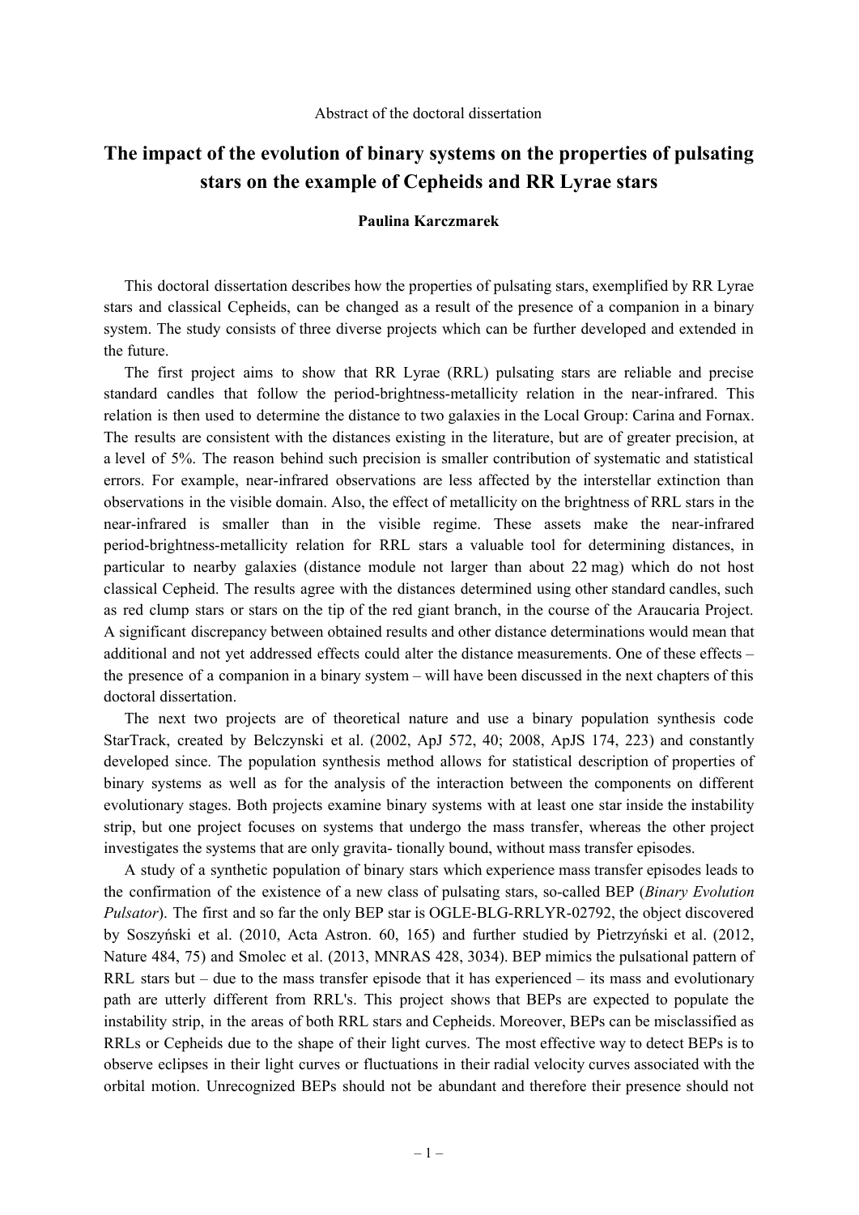Abstract of the doctoral dissertation

# The impact of the evolution of binary systems on the properties of pulsating stars on the example of Cepheids and RR Lyrae stars

**Paulina Karczmarek**

This doctoral dissertation describes how the properties of pulsating stars, exemplified by RR Lyrae stars and classical Cepheids, can be changed as a result of the presence of a companion in a binary system. The study consists of three diverse projects which can be further developed and extended in the future.

The first project aims to show that RR Lyrae (RRL) pulsating stars are reliable and precise standard candles that follow the period-brightness-metallicity relation in the near-infrared. This relation is then used to determine the distance to two galaxies in the Local Group: Carina and Fornax. The results are consistent with the distances existing in the literature, but are of greater precision, at a level of 5%. The reason behind such precision is smaller contribution of systematic and statistical errors. For example, near-infrared observations are less affected by the interstellar extinction than observations in the visible domain. Also, the effect of metallicity on the brightness of RRL stars in the near-infrared is smaller than in the visible regime. These assets make the near-infrared period-brightness-metallicity relation for RRL stars a valuable tool for determining distances, in particular to nearby galaxies (distance module not larger than about 22 mag) which do not host classical Cepheid. The results agree with the distances determined using other standard candles, such as red clump stars or stars on the tip of the red giant branch, in the course of the Araucaria Project. A significant discrepancy between obtained results and other distance determinations would mean that additional and not yet addressed effects could alter the distance measurements. One of these effects – the presence of a companion in a binary system – will have been discussed in the next chapters of this doctoral dissertation.

The next two projects are of theoretical nature and use a binary population synthesis code StarTrack, created by Belczynski et al. (2002, ApJ 572, 40; 2008, ApJS 174, 223) and constantly developed since. The population synthesis method allows for statistical description of properties of binary systems as well as for the analysis of the interaction between the components on different evolutionary stages. Both projects examine binary systems with at least one star inside the instability strip, but one project focuses on systems that undergo the mass transfer, whereas the other project investigates the systems that are only gravita- tionally bound, without mass transfer episodes.

A study of a synthetic population of binary stars which experience mass transfer episodes leads to the confirmation of the existence of a new class of pulsating stars, so-called BEP (*Binary Evolution Pulsator*). The first and so far the only BEP star is OGLE-BLG-RRLYR-02792, the object discovered by Soszyński et al. (2010, Acta Astron. 60, 165) and further studied by Pietrzyński et al. (2012, Nature 484, 75) and Smolec et al. (2013, MNRAS 428, 3034). BEP mimics the pulsational pattern of RRL stars but – due to the mass transfer episode that it has experienced – its mass and evolutionary path are utterly different from RRL's. This project shows that BEPs are expected to populate the instability strip, in the areas of both RRL stars and Cepheids. Moreover, BEPs can be misclassified as RRLs or Cepheids due to the shape of their light curves. The most effective way to detect BEPs is to observe eclipses in their light curves or fluctuations in their radial velocity curves associated with the orbital motion. Unrecognized BEPs should not be abundant and therefore their presence should not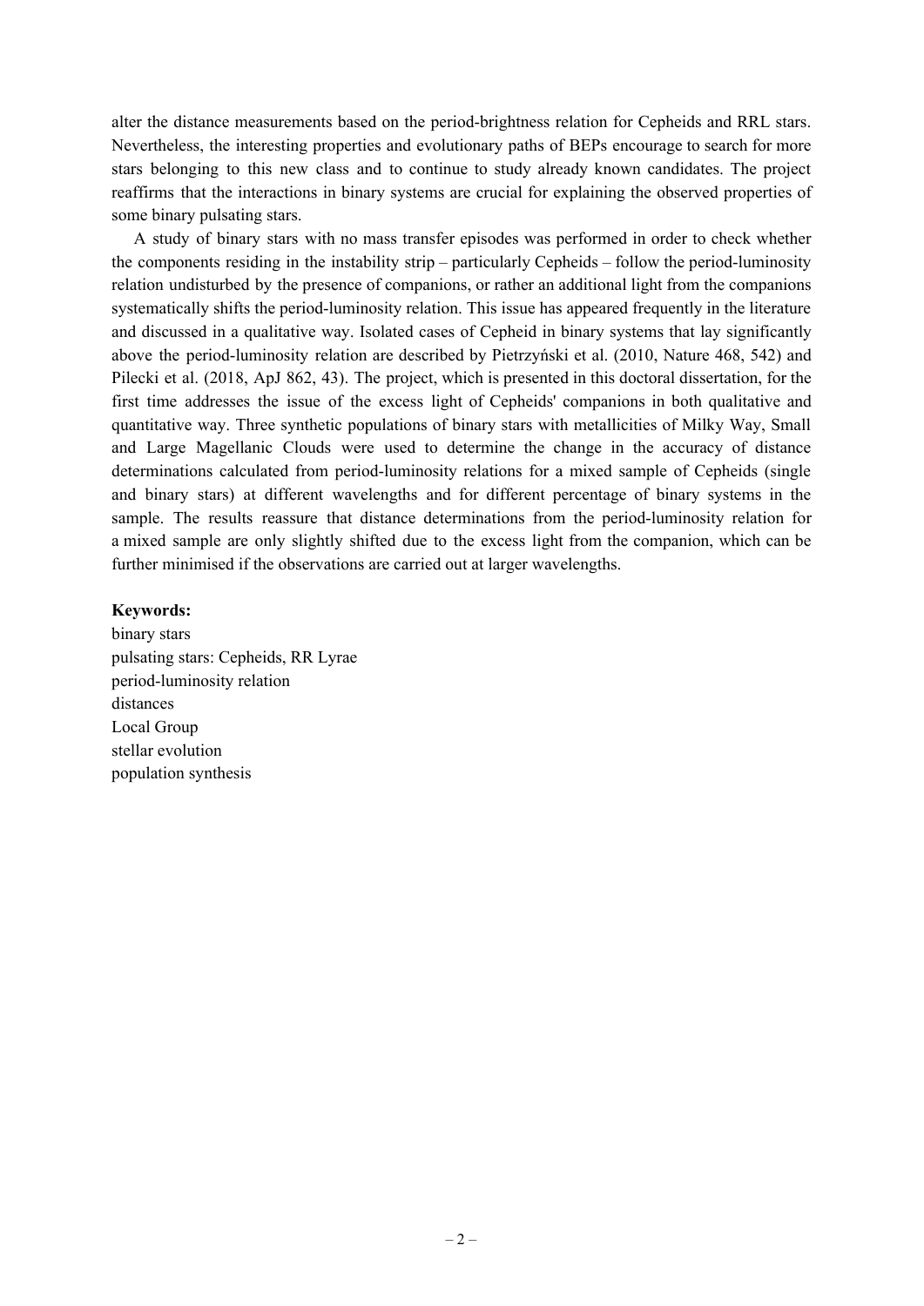alter the distance measurements based on the period-brightness relation for Cepheids and RRL stars. Nevertheless, the interesting properties and evolutionary paths of BEPs encourage to search for more stars belonging to this new class and to continue to study already known candidates. The project reaffirms that the interactions in binary systems are crucial for explaining the observed properties of some binary pulsating stars.

A study of binary stars with no mass transfer episodes was performed in order to check whether the components residing in the instability strip – particularly Cepheids – follow the period-luminosity relation undisturbed by the presence of companions, or rather an additional light from the companions systematically shifts the period-luminosity relation. This issue has appeared frequently in the literature and discussed in a qualitative way. Isolated cases of Cepheid in binary systems that lay significantly above the period-luminosity relation are described by Pietrzyński et al. (2010, Nature 468, 542) and Pilecki et al. (2018, ApJ 862, 43). The project, which is presented in this doctoral dissertation, for the first time addresses the issue of the excess light of Cepheids' companions in both qualitative and quantitative way. Three synthetic populations of binary stars with metallicities of Milky Way, Small and Large Magellanic Clouds were used to determine the change in the accuracy of distance determinations calculated from period-luminosity relations for a mixed sample of Cepheids (single and binary stars) at different wavelengths and for different percentage of binary systems in the sample. The results reassure that distance determinations from the period-luminosity relation for a mixed sample are only slightly shifted due to the excess light from the companion, which can be further minimised if the observations are carried out at larger wavelengths.

**Keywords:**
binary stars
pulsating stars: Cepheids, RR Lyrae
period-luminosity relation
distances
Local Group
stellar evolution
population synthesis